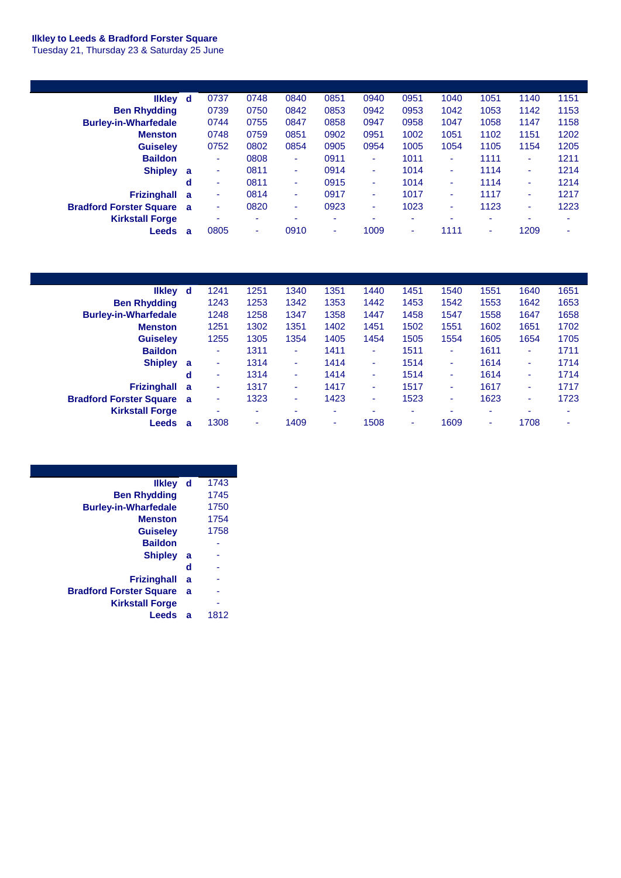**Ilkley to Leeds & Bradford Forster Square**
Tuesday 21, Thursday 23 & Saturday 25 June

| | | | | | | | | | | | |
|---|---|---|---|---|---|---|---|---|---|---|---|
| **Ilkley** | **d** | 0737 | 0748 | 0840 | 0851 | 0940 | 0951 | 1040 | 1051 | 1140 | 1151 |
| **Ben Rhydding** | | 0739 | 0750 | 0842 | 0853 | 0942 | 0953 | 1042 | 1053 | 1142 | 1153 |
| **Burley-in-Wharfedale** | | 0744 | 0755 | 0847 | 0858 | 0947 | 0958 | 1047 | 1058 | 1147 | 1158 |
| **Menston** | | 0748 | 0759 | 0851 | 0902 | 0951 | 1002 | 1051 | 1102 | 1151 | 1202 |
| **Guiseley** | | 0752 | 0802 | 0854 | 0905 | 0954 | 1005 | 1054 | 1105 | 1154 | 1205 |
| **Baildon** | | - | 0808 | - | 0911 | - | 1011 | - | 1111 | - | 1211 |
| **Shipley** | **a** | - | 0811 | - | 0914 | - | 1014 | - | 1114 | - | 1214 |
| | **d** | - | 0811 | - | 0915 | - | 1014 | - | 1114 | - | 1214 |
| **Frizinghall** | **a** | - | 0814 | - | 0917 | - | 1017 | - | 1117 | - | 1217 |
| **Bradford Forster Square** | **a** | - | 0820 | - | 0923 | - | 1023 | - | 1123 | - | 1223 |
| **Kirkstall Forge** | | - | - | - | - | - | - | - | - | - | - |
| **Leeds** | **a** | 0805 | - | 0910 | - | 1009 | - | 1111 | - | 1209 | - |

| | | | | | | | | | | | |
|---|---|---|---|---|---|---|---|---|---|---|---|
| **Ilkley** | **d** | 1241 | 1251 | 1340 | 1351 | 1440 | 1451 | 1540 | 1551 | 1640 | 1651 |
| **Ben Rhydding** | | 1243 | 1253 | 1342 | 1353 | 1442 | 1453 | 1542 | 1553 | 1642 | 1653 |
| **Burley-in-Wharfedale** | | 1248 | 1258 | 1347 | 1358 | 1447 | 1458 | 1547 | 1558 | 1647 | 1658 |
| **Menston** | | 1251 | 1302 | 1351 | 1402 | 1451 | 1502 | 1551 | 1602 | 1651 | 1702 |
| **Guiseley** | | 1255 | 1305 | 1354 | 1405 | 1454 | 1505 | 1554 | 1605 | 1654 | 1705 |
| **Baildon** | | - | 1311 | - | 1411 | - | 1511 | - | 1611 | - | 1711 |
| **Shipley** | **a** | - | 1314 | - | 1414 | - | 1514 | - | 1614 | - | 1714 |
| | **d** | - | 1314 | - | 1414 | - | 1514 | - | 1614 | - | 1714 |
| **Frizinghall** | **a** | - | 1317 | - | 1417 | - | 1517 | - | 1617 | - | 1717 |
| **Bradford Forster Square** | **a** | - | 1323 | - | 1423 | - | 1523 | - | 1623 | - | 1723 |
| **Kirkstall Forge** | | - | - | - | - | - | - | - | - | - | - |
| **Leeds** | **a** | 1308 | - | 1409 | - | 1508 | - | 1609 | - | 1708 | - |

| | | |
|---|---|---|
| **Ilkley** | **d** | 1743 |
| **Ben Rhydding** | | 1745 |
| **Burley-in-Wharfedale** | | 1750 |
| **Menston** | | 1754 |
| **Guiseley** | | 1758 |
| **Baildon** | | - |
| **Shipley** | **a** | - |
| | **d** | - |
| **Frizinghall** | **a** | - |
| **Bradford Forster Square** | **a** | - |
| **Kirkstall Forge** | | - |
| **Leeds** | **a** | 1812 |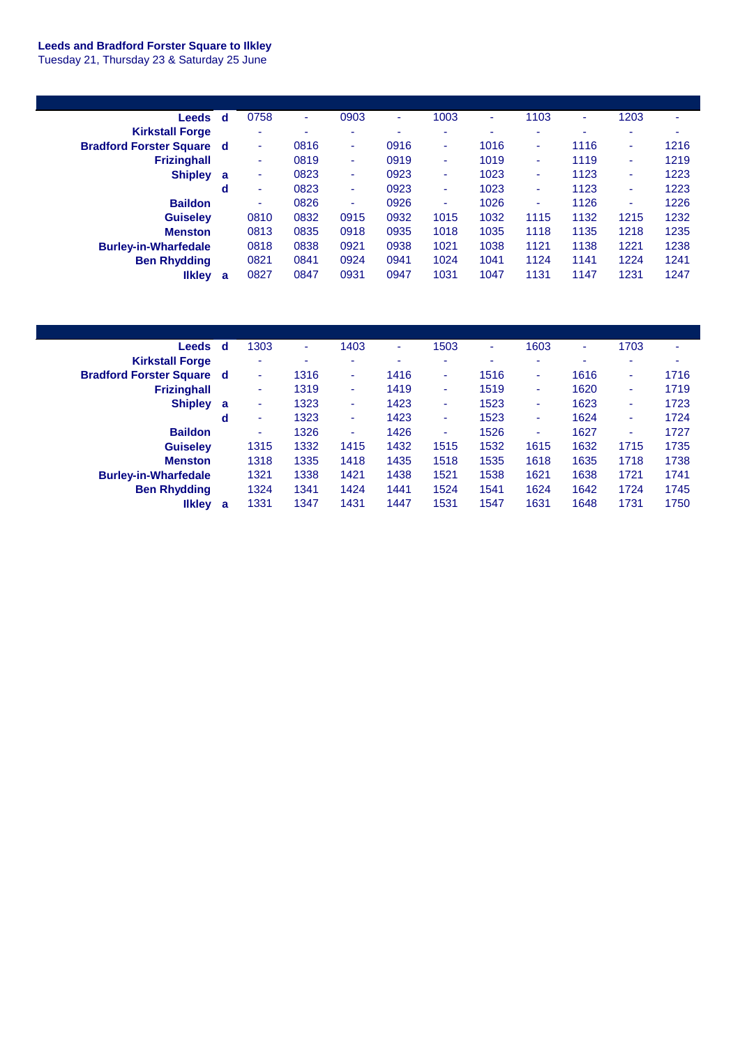**Leeds and Bradford Forster Square to Ilkley**
Tuesday 21, Thursday 23 & Saturday 25 June

| | | | | | | | | | | | |
|---|---|---|---|---|---|---|---|---|---|---|---|
| **Leeds** | **d** | 0758 | - | 0903 | - | 1003 | - | 1103 | - | 1203 | - |
| **Kirkstall Forge** | | - | - | - | - | - | - | - | - | - | - |
| **Bradford Forster Square** | **d** | - | 0816 | - | 0916 | - | 1016 | - | 1116 | - | 1216 |
| **Frizinghall** | | - | 0819 | - | 0919 | - | 1019 | - | 1119 | - | 1219 |
| **Shipley** | **a** | - | 0823 | - | 0923 | - | 1023 | - | 1123 | - | 1223 |
| | **d** | - | 0823 | - | 0923 | - | 1023 | - | 1123 | - | 1223 |
| **Baildon** | | - | 0826 | - | 0926 | - | 1026 | - | 1126 | - | 1226 |
| **Guiseley** | | 0810 | 0832 | 0915 | 0932 | 1015 | 1032 | 1115 | 1132 | 1215 | 1232 |
| **Menston** | | 0813 | 0835 | 0918 | 0935 | 1018 | 1035 | 1118 | 1135 | 1218 | 1235 |
| **Burley-in-Wharfedale** | | 0818 | 0838 | 0921 | 0938 | 1021 | 1038 | 1121 | 1138 | 1221 | 1238 |
| **Ben Rhydding** | | 0821 | 0841 | 0924 | 0941 | 1024 | 1041 | 1124 | 1141 | 1224 | 1241 |
| **Ilkley** | **a** | 0827 | 0847 | 0931 | 0947 | 1031 | 1047 | 1131 | 1147 | 1231 | 1247 |

| | | | | | | | | | | | |
|---|---|---|---|---|---|---|---|---|---|---|---|
| **Leeds** | **d** | 1303 | - | 1403 | - | 1503 | - | 1603 | - | 1703 | - |
| **Kirkstall Forge** | | - | - | - | - | - | - | - | - | - | - |
| **Bradford Forster Square** | **d** | - | 1316 | - | 1416 | - | 1516 | - | 1616 | - | 1716 |
| **Frizinghall** | | - | 1319 | - | 1419 | - | 1519 | - | 1620 | - | 1719 |
| **Shipley** | **a** | - | 1323 | - | 1423 | - | 1523 | - | 1623 | - | 1723 |
| | **d** | - | 1323 | - | 1423 | - | 1523 | - | 1624 | - | 1724 |
| **Baildon** | | - | 1326 | - | 1426 | - | 1526 | - | 1627 | - | 1727 |
| **Guiseley** | | 1315 | 1332 | 1415 | 1432 | 1515 | 1532 | 1615 | 1632 | 1715 | 1735 |
| **Menston** | | 1318 | 1335 | 1418 | 1435 | 1518 | 1535 | 1618 | 1635 | 1718 | 1738 |
| **Burley-in-Wharfedale** | | 1321 | 1338 | 1421 | 1438 | 1521 | 1538 | 1621 | 1638 | 1721 | 1741 |
| **Ben Rhydding** | | 1324 | 1341 | 1424 | 1441 | 1524 | 1541 | 1624 | 1642 | 1724 | 1745 |
| **Ilkley** | **a** | 1331 | 1347 | 1431 | 1447 | 1531 | 1547 | 1631 | 1648 | 1731 | 1750 |